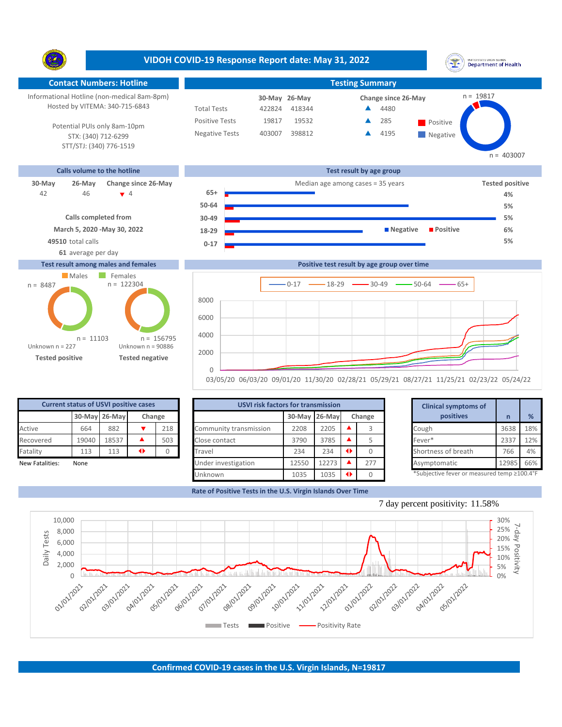# VIDOH COVID-19 Response Report date: May 31, 2022

## Contact Numbers: Hotline

Informational Hotline (non-medical 8am-8pm)
Hosted by VITEMA: 340-715-6843

Potential PUIs only 8am-10pm
STX: (340) 712-6299
STT/STJ: (340) 776-1519

## Testing Summary

| | 30-May | 26-May | Change since 26-May |
|---|---|---|---|
| Total Tests | 422824 | 418344 | ▲ 4480 |
| Positive Tests | 19817 | 19532 | ▲ 285 |
| Negative Tests | 403007 | 398812 | ▲ 4195 |

Positive n = 19817; Negative n = 403007

## Calls volume to the hotline

| 30-May | 26-May | Change since 26-May |
|---|---|---|
| 42 | 46 | ▼ 4 |

Calls completed from March 5, 2020 -May 30, 2022

**49510** total calls

**61** average per day

## Test result by age group

Median age among cases = 35 years

| Age group | Tested positive |
|---|---|
| 65+ | 4% |
| 50-64 | 5% |
| 30-49 | 5% |
| 18-29 | 6% |
| 0-17 | 5% |

## Test result among males and females

| | Males | Females | Unknown |
|---|---|---|---|
| Tested positive | n = 8487 | n = 11103 | n = 227 |
| Tested negative | n = 156795 | n = 122304 | n = 90886 |

## Positive test result by age group over time

Series: 0-17, 18-29, 30-49, 50-64, 65+ (03/05/20 – 05/24/22)

## Current status of USVI positive cases

| | 30-May | 26-May | Change | |
|---|---|---|---|---|
| Active | 664 | 882 | ▼ | 218 |
| Recovered | 19040 | 18537 | ▲ | 503 |
| Fatality | 113 | 113 | ◆ | 0 |

New Fatalities: None

## USVI risk factors for transmission

| | 30-May | 26-May | Change | |
|---|---|---|---|---|
| Community transmission | 2208 | 2205 | ▲ | 3 |
| Close contact | 3790 | 3785 | ▲ | 5 |
| Travel | 234 | 234 | ◆ | 0 |
| Under investigation | 12550 | 12273 | ▲ | 277 |
| Unknown | 1035 | 1035 | ◆ | 0 |

## Clinical symptoms of positives

| | n | % |
|---|---|---|
| Cough | 3638 | 18% |
| Fever* | 2337 | 12% |
| Shortness of breath | 766 | 4% |
| Asymptomatic | 12985 | 66% |

*Subjective fever or measured temp ≥100.4°F

## Rate of Positive Tests in the U.S. Virgin Islands Over Time

7 day percent positivity: 11.58%

Legend: Tests, Positive, Positivity Rate (Daily Tests; 7-day Positivity)

## Confirmed COVID-19 cases in the U.S. Virgin Islands, N=19817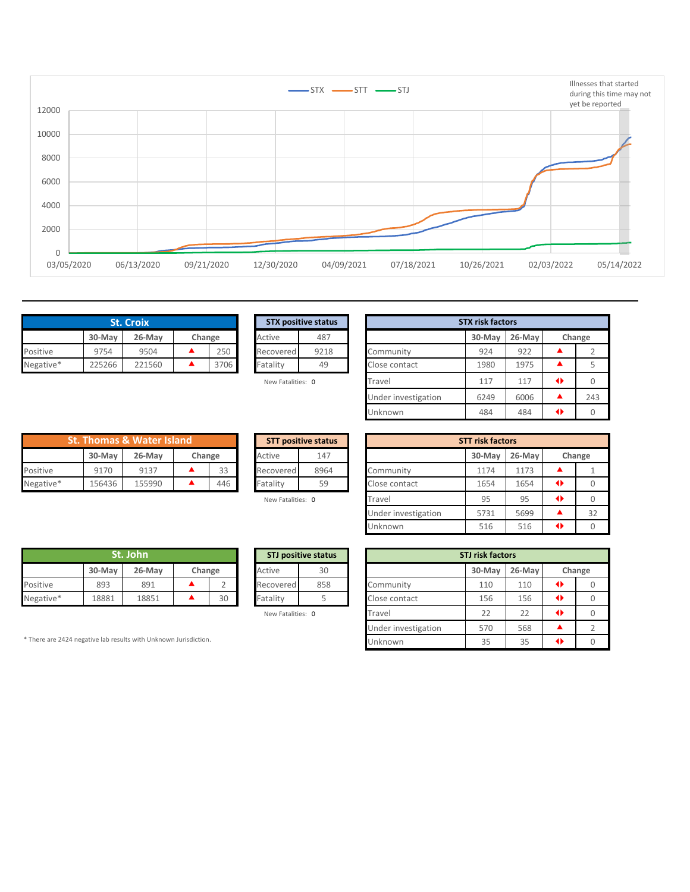STX STT STJ

Illnesses that started during this time may not yet be reported

12000
10000
8000
6000
4000
2000
0

03/05/2020 06/13/2020 09/21/2020 12/30/2020 04/09/2021 07/18/2021 10/26/2021 02/03/2022 05/14/2022

| St. Croix | 30-May | 26-May | Change | |
|---|---|---|---|---|
| Positive | 9754 | 9504 | ▲ | 250 |
| Negative* | 225266 | 221560 | ▲ | 3706 |

| STX positive status | |
|---|---|
| Active | 487 |
| Recovered | 9218 |
| Fatality | 49 |

New Fatalities: 0

| STX risk factors | 30-May | 26-May | Change | |
|---|---|---|---|---|
| Community | 924 | 922 | ▲ | 2 |
| Close contact | 1980 | 1975 | ▲ | 5 |
| Travel | 117 | 117 | ◆ | 0 |
| Under investigation | 6249 | 6006 | ▲ | 243 |
| Unknown | 484 | 484 | ◆ | 0 |

| St. Thomas & Water Island | 30-May | 26-May | Change | |
|---|---|---|---|---|
| Positive | 9170 | 9137 | ▲ | 33 |
| Negative* | 156436 | 155990 | ▲ | 446 |

| STT positive status | |
|---|---|
| Active | 147 |
| Recovered | 8964 |
| Fatality | 59 |

New Fatalities: 0

| STT risk factors | 30-May | 26-May | Change | |
|---|---|---|---|---|
| Community | 1174 | 1173 | ▲ | 1 |
| Close contact | 1654 | 1654 | ◆ | 0 |
| Travel | 95 | 95 | ◆ | 0 |
| Under investigation | 5731 | 5699 | ▲ | 32 |
| Unknown | 516 | 516 | ◆ | 0 |

| St. John | 30-May | 26-May | Change | |
|---|---|---|---|---|
| Positive | 893 | 891 | ▲ | 2 |
| Negative* | 18881 | 18851 | ▲ | 30 |

| STJ positive status | |
|---|---|
| Active | 30 |
| Recovered | 858 |
| Fatality | 5 |

New Fatalities: 0

| STJ risk factors | 30-May | 26-May | Change | |
|---|---|---|---|---|
| Community | 110 | 110 | ◆ | 0 |
| Close contact | 156 | 156 | ◆ | 0 |
| Travel | 22 | 22 | ◆ | 0 |
| Under investigation | 570 | 568 | ▲ | 2 |
| Unknown | 35 | 35 | ◆ | 0 |

* There are 2424 negative lab results with Unknown Jurisdiction.